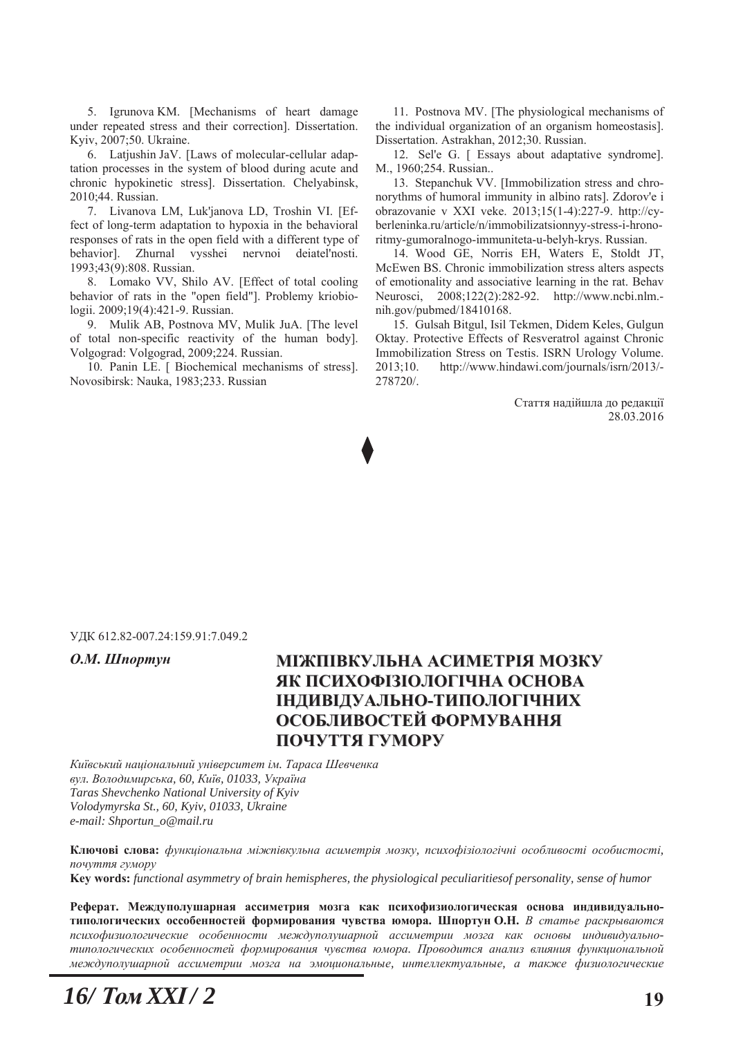5. Igrunova KM. [Mechanisms of heart damage under repeated stress and their correction]. Dissertation. Kyiv, 2007;50. Ukraine.

6. Latjushin JaV. [Laws of molecular-cellular adaptation processes in the system of blood during acute and chronic hypokinetic stress]. Dissertation. Chelyabinsk, 2010;44. Russian.

7. Livanova LM, Luk'janova LD, Troshin VI. [Effect of long-term adaptation to hypoxia in the behavioral responses of rats in the open field with a different type of behavior]. Zhurnal vysshei nervnoi deiatel'nosti. 1993;43(9):808. Russian.

8. Lomako VV, Shilo AV. [Effect of total cooling behavior of rats in the "open field"]. Problemy kriobiologii. 2009;19(4):421-9. Russian.

9. Mulik AB, Postnova MV, Mulik JuA. [The level of total non-specific reactivity of the human body]. Volgograd: Volgograd, 2009;224. Russian.

10. Panin LE. [ Biochemical mechanisms of stress]. Novosibirsk: Nauka, 1983;233. Russian

11. Postnova MV. [The physiological mechanisms of the individual organization of an organism homeostasis]. Dissertation. Astrakhan, 2012;30. Russian.

12. Sel'e G. [ Essays about adaptative syndrome]. M., 1960;254. Russian..

13. Stepanchuk VV. [Immobilization stress and chronorythms of humoral immunity in albino rats]. Zdorov'e i obrazovanie v XXI veke. 2013;15(1-4):227-9. http://cyberleninka.ru/article/n/immobilizatsionnyy-stress-i-hronoritmy-gumoralnogo-immuniteta-u-belyh-krys. Russian.

14. Wood GE, Norris EH, Waters E, Stoldt JT, McEwen BS. Chronic immobilization stress alters aspects of emotionality and associative learning in the rat. Behav Neurosci, 2008;122(2):282-92. http://www.ncbi.nlm.nih.gov/pubmed/18410168.

15. Gulsah Bitgul, Isil Tekmen, Didem Keles, Gulgun Oktay. Protective Effects of Resveratrol against Chronic Immobilization Stress on Testis. ISRN Urology Volume. 2013;10. http://www.hindawi.com/journals/isrn/2013/278720/.

Стаття надійшла до редакції
28.03.2016

◆

УДК 612.82-007.24:159.91:7.049.2

***О.М. Шпортун***

# МІЖПІВКУЛЬНА АСИМЕТРІЯ МОЗКУ ЯК ПСИХОФІЗІОЛОГІЧНА ОСНОВА ІНДИВІДУАЛЬНО-ТИПОЛОГІЧНИХ ОСОБЛИВОСТЕЙ ФОРМУВАННЯ ПОЧУТТЯ ГУМОРУ

*Київський національний університет ім. Тараса Шевченка*
*вул. Володимирська, 60, Київ, 01033, Україна*
*Taras Shevchenko National University of Kyiv*
*Volodymyrska St., 60, Kyiv, 01033, Ukraine*
*e-mail: Shportun_o@mail.ru*

**Ключові слова:** *функціональна міжпівкульна асиметрія мозку, психофізіологічні особливості особистості, почуття гумору*

**Key words:** *functional asymmetry of brain hemispheres, the physiological peculiaritiesof personality, sense of humor*

**Реферат. Междуполушарная ассиметрия мозга как психофизиологическая основа индивидуально-типологических оссобенностей формирования чувства юмора. Шпортун О.Н.** *В статье раскрываются психофизиологические особенности междуполушарной ассиметрии мозга как основы индивидуально-типологических особенностей формирования чувства юмора. Проводится анализ влияния функциональной междуполушарной ассиметрии мозга на эмоциональные, интеллектуальные, а также физиологические*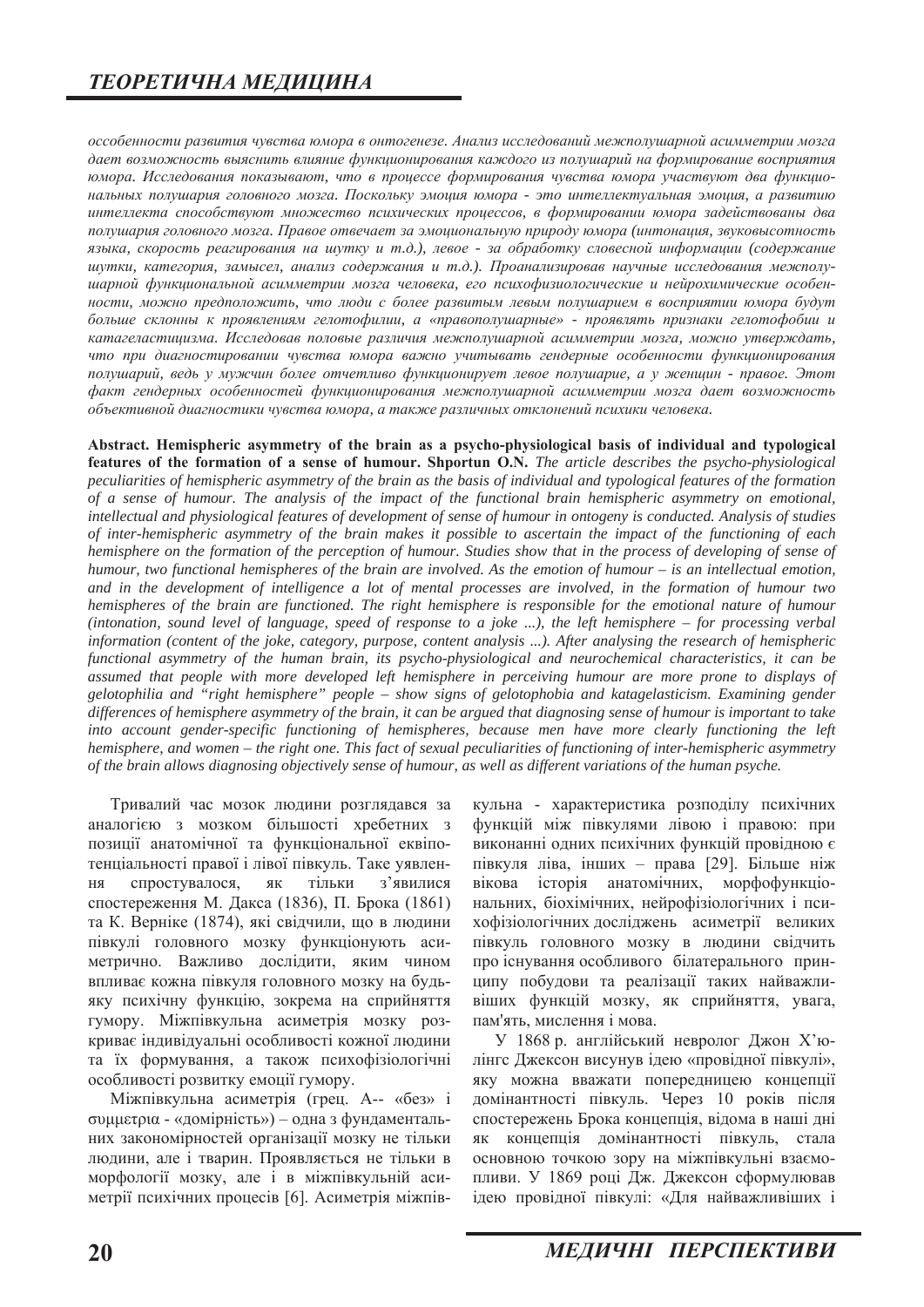*оссобенности развития чувства юмора в онтогенезе. Анализ исследований межполушарной асимметрии мозга дает возможность выяснить влияние функционирования каждого из полушарий на формирование восприятия юмора. Исследования показывают, что в процессе формирования чувства юмора участвуют два функциональных полушария головного мозга. Поскольку эмоция юмора - это интеллектуальная эмоция, а развитию интеллекта способствуют множество психических процессов, в формировании юмора задействованы два полушария головного мозга. Правое отвечает за эмоциональную природу юмора (интонация, звуковысотность языка, скорость реагирования на шутку и т.д.), левое - за обработку словесной информации (содержание шутки, категория, замысел, анализ содержания и т.д.). Проанализировав научные исследования межполушарной функциональной асимметрии мозга человека, его психофизиологические и нейрохимические особенности, можно предположить, что люди с более развитым левым полушарием в восприятии юмора будут больше склонны к проявлениям гелотофилии, а «правополушарные» - проявлять признаки гелотофобии и катагеластицизма. Исследовав половые различия межполушарной асимметрии мозга, можно утверждать, что при диагностировании чувства юмора важно учитывать гендерные особенности функционирования полушарий, ведь у мужчин более отчетливо функционирует левое полушарие, а у женщин - правое. Этот факт гендерных особенностей функционирования межполушарной асимметрии мозга дает возможность объективной диагностики чувства юмора, а также различных отклонений психики человека.*

**Abstract. Hemispheric asymmetry of the brain as a psycho-physiological basis of individual and typological features of the formation of a sense of humour. Shportun O.N.** *The article describes the psycho-physiological peculiarities of hemispheric asymmetry of the brain as the basis of individual and typological features of the formation of a sense of humour. The analysis of the impact of the functional brain hemispheric asymmetry on emotional, intellectual and physiological features of development of sense of humour in ontogeny is conducted. Analysis of studies of inter-hemispheric asymmetry of the brain makes it possible to ascertain the impact of the functioning of each hemisphere on the formation of the perception of humour. Studies show that in the process of developing of sense of humour, two functional hemispheres of the brain are involved. As the emotion of humour – is an intellectual emotion, and in the development of intelligence a lot of mental processes are involved, in the formation of humour two hemispheres of the brain are functioned. The right hemisphere is responsible for the emotional nature of humour (intonation, sound level of language, speed of response to a joke ...), the left hemisphere – for processing verbal information (content of the joke, category, purpose, content analysis ...). After analysing the research of hemispheric functional asymmetry of the human brain, its psycho-physiological and neurochemical characteristics, it can be assumed that people with more developed left hemisphere in perceiving humour are more prone to displays of gelotophilia and "right hemisphere" people – show signs of gelotophobia and katagelasticism. Examining gender differences of hemisphere asymmetry of the brain, it can be argued that diagnosing sense of humour is important to take into account gender-specific functioning of hemispheres, because men have more clearly functioning the left hemisphere, and women – the right one. This fact of sexual peculiarities of functioning of inter-hemispheric asymmetry of the brain allows diagnosing objectively sense of humour, as well as different variations of the human psyche.*

Тривалий час мозок людини розглядався за аналогією з мозком більшості хребетних з позиції анатомічної та функціональної еквіпотенціальності правої і лівої півкуль. Таке уявлення спростувалося, як тільки з'явилися спостереження М. Дакса (1836), П. Брока (1861) та К. Верніке (1874), які свідчили, що в людини півкулі головного мозку функціонують асиметрично. Важливо дослідити, яким чином впливає кожна півкуля головного мозку на будь-яку психічну функцію, зокрема на сприйняття гумору. Міжпівкульна асиметрія мозку розкриває індивідуальні особливості кожної людини та їх формування, а також психофізіологічні особливості розвитку емоції гумору.

Міжпівкульна асиметрія (грец. А-- «без» і συμμετρια - «домірність») – одна з фундаментальних закономірностей організації мозку не тільки людини, але і тварин. Проявляється не тільки в морфології мозку, але і в міжпівкульній асиметрії психічних процесів [6]. Асиметрія міжпівкульна - характеристика розподілу психічних функцій між півкулями лівою і правою: при виконанні одних психічних функцій провідною є півкуля ліва, інших – права [29]. Більше ніж вікова історія анатомічних, морфофункціональних, біохімічних, нейрофізіологічних і психофізіологічних досліджень асиметрії великих півкуль головного мозку в людини свідчить про існування особливого білатерального принципу побудови та реалізації таких найважливіших функцій мозку, як сприйняття, увага, пам'ять, мислення і мова.

У 1868 р. англійський невролог Джон Х'юлінгс Джексон висунув ідею «провідної півкулі», яку можна вважати попередницею концепції домінантності півкуль. Через 10 років після спостережень Брока концепція, відома в наші дні як концепція домінантності півкуль, стала основною точкою зору на міжпівкульні взаємопливи. У 1869 році Дж. Джексон сформулював ідею провідної півкулі: «Для найважливіших і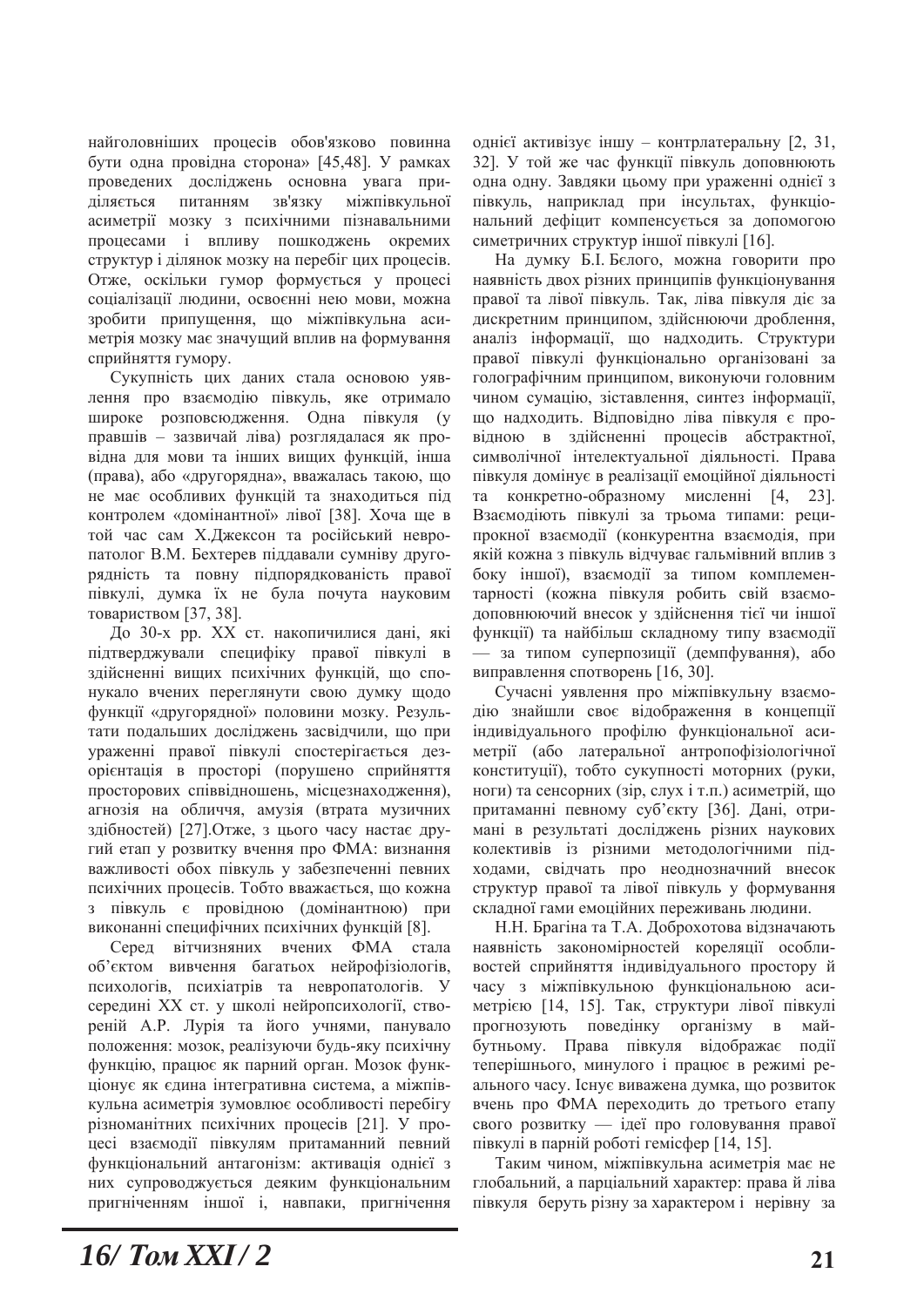найголовніших процесів обов'язково повинна бути одна провідна сторона» [45,48]. У рамках проведених досліджень основна увага приділяється питанням зв'язку міжпівкульної асиметрії мозку з психічними пізнавальними процесами і впливу пошкоджень окремих структур і ділянок мозку на перебіг цих процесів. Отже, оскільки гумор формується у процесі соціалізації людини, освоєнні нею мови, можна зробити припущення, що міжпівкульна асиметрія мозку має значущий вплив на формування сприйняття гумору.

Сукупність цих даних стала основою уявлення про взаємодію півкуль, яке отримало широке розповсюдження. Одна півкуля (у правшів – зазвичай ліва) розглядалася як провідна для мови та інших вищих функцій, інша (права), або «другорядна», вважалась такою, що не має особливих функцій та знаходиться під контролем «домінантної» лівої [38]. Хоча ще в той час сам Х.Джексон та російський невропатолог В.М. Бехтерев піддавали сумніву другорядність та повну підпорядкованість правої півкулі, думка їх не була почута науковим товариством [37, 38].

До 30-х рр. ХХ ст. накопичилися дані, які підтверджували специфіку правої півкулі в здійсненні вищих психічних функцій, що спонукало вчених переглянути свою думку щодо функції «другорядної» половини мозку. Результати подальших досліджень засвідчили, що при ураженні правої півкулі спостерігається дезорієнтація в просторі (порушено сприйняття просторових співвідношень, місцезнаходження), агнозія на обличчя, амузія (втрата музичних здібностей) [27].Отже, з цього часу настає другий етап у розвитку вчення про ФМА: визнання важливості обох півкуль у забезпеченні певних психічних процесів. Тобто вважається, що кожна з півкуль є провідною (домінантною) при виконанні специфічних психічних функцій [8].

Серед вітчизняних вчених ФМА стала об'єктом вивчення багатьох нейрофізіологів, психологів, психіатрів та невропатологів. У середині ХХ ст. у школі нейропсихології, створеній А.Р. Лурія та його учнями, панувало положення: мозок, реалізуючи будь-яку психічну функцію, працює як парний орган. Мозок функціонує як єдина інтегративна система, а міжпівкульна асиметрія зумовлює особливості перебігу різноманітних психічних процесів [21]. У процесі взаємодії півкулям притаманний певний функціональний антагонізм: активація однієї з них супроводжується деяким функціональним пригніченням іншої і, навпаки, пригнічення однієї активізує іншу – контрлатеральну [2, 31, 32]. У той же час функції півкуль доповнюють одна одну. Завдяки цьому при ураженні однієї з півкуль, наприклад при інсультах, функціональний дефіцит компенсується за допомогою симетричних структур іншої півкулі [16].

На думку Б.І. Бєлого, можна говорити про наявність двох різних принципів функціонування правої та лівої півкуль. Так, ліва півкуля діє за дискретним принципом, здійснюючи дроблення, аналіз інформації, що надходить. Структури правої півкулі функціонально організовані за голографічним принципом, виконуючи головним чином сумацію, зіставлення, синтез інформації, що надходить. Відповідно ліва півкуля є провідною в здійсненні процесів абстрактної, символічної інтелектуальної діяльності. Права півкуля домінує в реалізації емоційної діяльності та конкретно-образному мисленні [4, 23]. Взаємодіють півкулі за трьома типами: реципрокної взаємодії (конкурентна взаємодія, при якій кожна з півкуль відчуває гальмівний вплив з боку іншої), взаємодії за типом комплементарності (кожна півкуля робить свій взаємодоповнюючий внесок у здійснення тієї чи іншої функції) та найбільш складному типу взаємодії — за типом суперпозиції (демпфування), або виправлення спотворень [16, 30].

Сучасні уявлення про міжпівкульну взаємодію знайшли своє відображення в концепції індивідуального профілю функціональної асиметрії (або латеральної антропофізіологічної конституції), тобто сукупності моторних (руки, ноги) та сенсорних (зір, слух і т.п.) асиметрій, що притаманні певному суб'єкту [36]. Дані, отримані в результаті досліджень різних наукових колективів із різними методологічними підходами, свідчать про неоднозначний внесок структур правої та лівої півкуль у формування складної гами емоційних переживань людини.

Н.Н. Брагіна та Т.А. Доброхотова відзначають наявність закономірностей кореляції особливостей сприйняття індивідуального простору й часу з міжпівкульною функціональною асиметрією [14, 15]. Так, структури лівої півкулі прогнозують поведінку організму в майбутньому. Права півкуля відображає події теперішнього, минулого і працює в режимі реального часу. Існує виважена думка, що розвиток вчень про ФМА переходить до третього етапу свого розвитку — ідеї про головування правої півкулі в парній роботі гемісфер [14, 15].

Таким чином, міжпівкульна асиметрія має не глобальний, а парціальний характер: права й ліва півкуля беруть різну за характером і нерівну за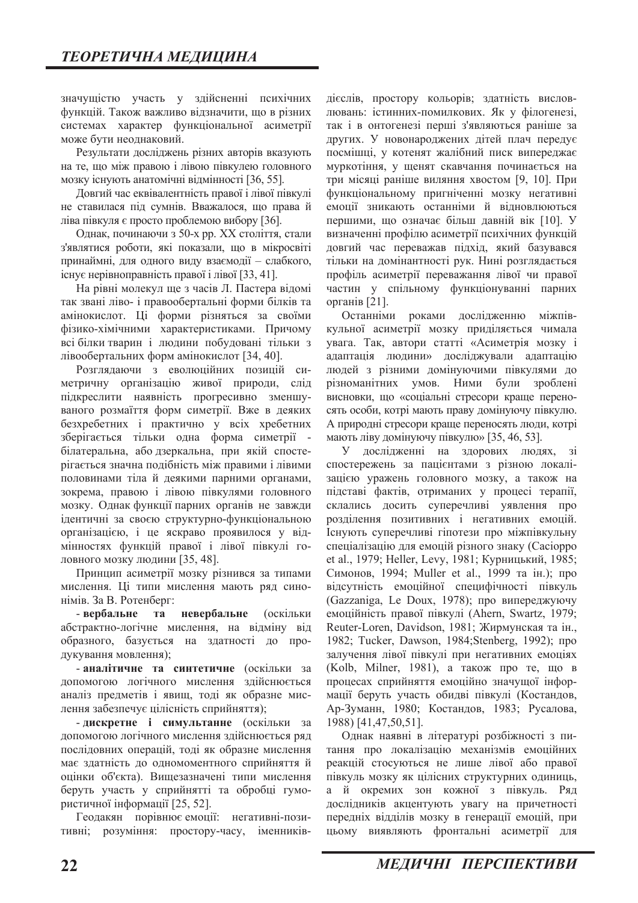значущістю участь у здійсненні психічних функцій. Також важливо відзначити, що в різних системах характер функціональної асиметрії може бути неоднаковий.

Результати досліджень різних авторів вказують на те, що між правою і лівою півкулею головного мозку існують анатомічні відмінності [36, 55].

Довгий час еквівалентність правої і лівої півкулі не ставилася під сумнів. Вважалося, що права й ліва півкуля є просто проблемою вибору [36].

Однак, починаючи з 50-х рр. XX століття, стали з'являтися роботи, які показали, що в мікросвіті принаймні, для одного виду взаємодії – слабкого, існує нерівноправність правої і лівої [33, 41].

На рівні молекул ще з часів Л. Пастера відомі так звані ліво- і правообертальні форми білків та амінокислот. Ці форми різняться за своїми фізико-хімічними характеристиками. Причому всі білки тварин і людини побудовані тільки з лівообертальних форм амінокислот [34, 40].

Розглядаючи з еволюційних позицій симетричну організацію живої природи, слід підкреслити наявність прогресивно зменшуваного розмаїття форм симетрії. Вже в деяких безхребетних і практично у всіх хребетних зберігається тільки одна форма симетрії - білатеральна, або дзеркальна, при якій спостерігається значна подібність між правими і лівими половинами тіла й деякими парними органами, зокрема, правою і лівою півкулями головного мозку. Однак функції парних органів не завжди ідентичні за своєю структурно-функціональною організацією, і це яскраво проявилося у відмінностях функцій правої і лівої півкулі головного мозку людини [35, 48].

Принцип асиметрії мозку різнився за типами мислення. Ці типи мислення мають ряд синонімів. За В. Ротенберг:

- **вербальне та невербальне** (оскільки абстрактно-логічне мислення, на відміну від образного, базується на здатності до продукування мовлення);
- **аналітичне та синтетичне** (оскільки за допомогою логічного мислення здійснюється аналіз предметів і явищ, тоді як образне мислення забезпечує цілісність сприйняття);
- **дискретне і симультанне** (оскільки за допомогою логічного мислення здійснюється ряд послідовних операцій, тоді як образне мислення має здатність до одномоментного сприйняття й оцінки об'єкта). Вищезазначені типи мислення беруть участь у сприйнятті та обробці гумористичної інформації [25, 52].

Геодакян порівнює емоції: негативні-позитивні; розуміння: простору-часу, іменників-дієслів, простору кольорів; здатність висловлювань: істинних-помилкових. Як у філогенезі, так і в онтогенезі перші з'являються раніше за других. У новонароджених дітей плач передує посмішці, у котенят жалібний писк випереджає муркотіння, у щенят скавчання починається на три місяці раніше виляння хвостом [9, 10]. При функціональному пригніченні мозку негативні емоції зникають останніми й відновлюються першими, що означає більш давній вік [10]. У визначенні профілю асиметрії психічних функцій довгий час переважав підхід, який базувався тільки на домінантності рук. Нині розглядається профіль асиметрії переважання лівої чи правої частин у спільному функціонуванні парних органів [21].

Останніми роками дослідженню міжпівкульної асиметрії мозку приділяється чимала увага. Так, автори статті «Асиметрія мозку і адаптація людини» досліджували адаптацію людей з різними домінуючими півкулями до різноманітних умов. Ними були зроблені висновки, що «соціальні стресори краще переносять особи, котрі мають праву домінуючу півкулю. А природні стресори краще переносять люди, котрі мають ліву домінуючу півкулю» [35, 46, 53].

У дослідженні на здорових людях, зі спостережень за пацієнтами з різною локалізацією уражень головного мозку, а також на підставі фактів, отриманих у процесі терапії, склались досить суперечливі уявлення про розділення позитивних і негативних емоцій. Існують суперечливі гіпотези про міжпівкульну спеціалізацію для емоцій різного знаку (Cacioppo et al., 1979; Heller, Levy, 1981; Курницький, 1985; Симонов, 1994; Muller et al., 1999 та ін.); про відсутність емоційної специфічності півкуль (Gazzaniga, Le Doux, 1978); про випереджуючу емоційність правої півкулі (Ahern, Swartz, 1979; Reuter-Loren, Davidson, 1981; Жирмунская та ін., 1982; Tucker, Dawson, 1984;Stenberg, 1992); про залучення лівої півкулі при негативних емоціях (Kolb, Milner, 1981), а також про те, що в процесах сприйняття емоційно значущої інформації беруть участь обидві півкулі (Костандов, Ар-Зуманн, 1980; Костандов, 1983; Русалова, 1988) [41,47,50,51].

Однак наявні в літературі розбіжності з питання про локалізацію механізмів емоційних реакцій стосуються не лише лівої або правої півкуль мозку як цілісних структурних одиниць, а й окремих зон кожної з півкуль. Ряд дослідників акцентують увагу на причетності передніх відділів мозку в генерації емоцій, при цьому виявляють фронтальні асиметрії для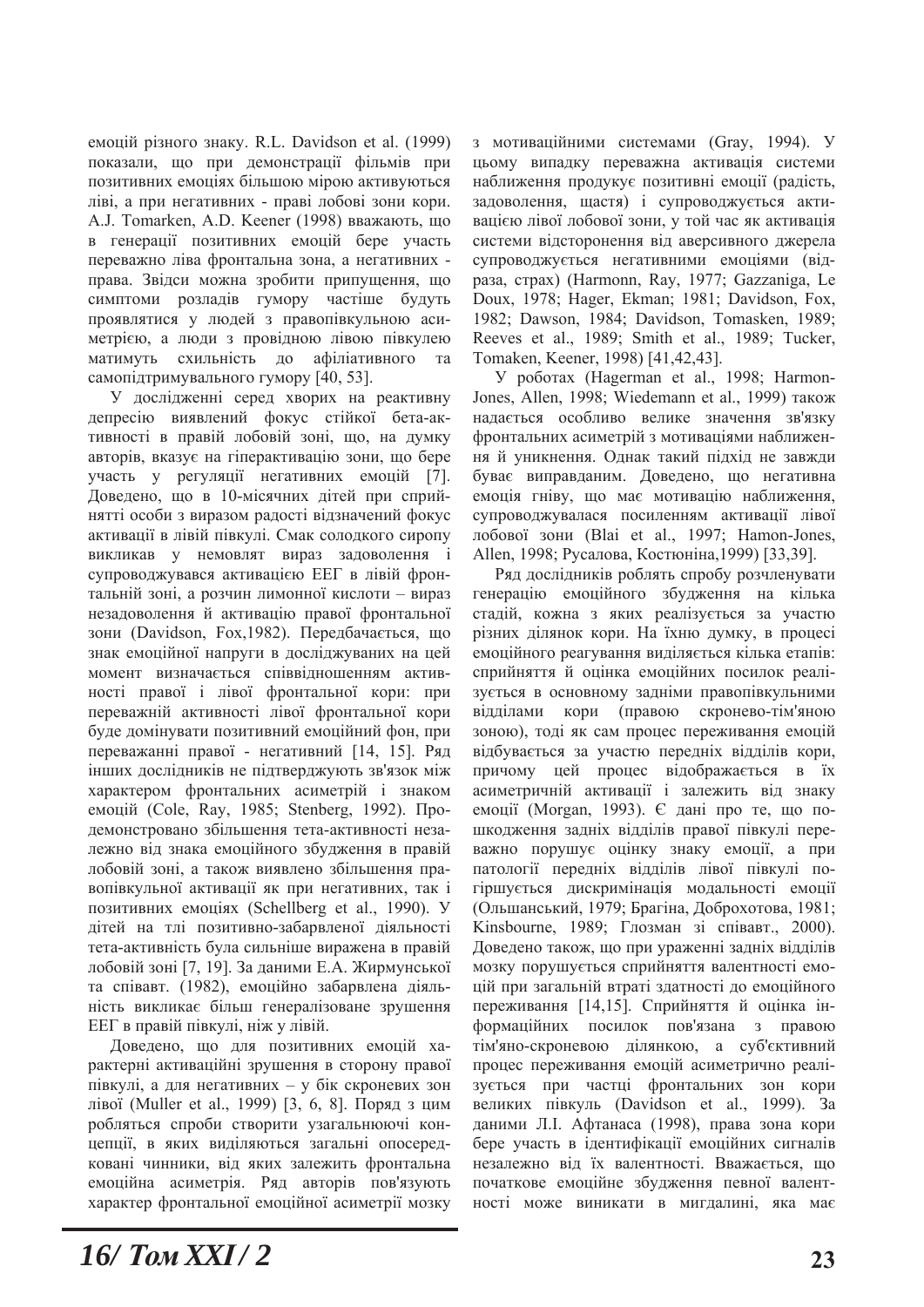емоцій різного знаку. R.L. Davidson et al. (1999) показали, що при демонстрації фільмів при позитивних емоціях більшою мірою активуються ліві, а при негативних - праві лобові зони кори. A.J. Tomarken, A.D. Keener (1998) вважають, що в генерації позитивних емоцій бере участь переважно ліва фронтальна зона, а негативних - права. Звідси можна зробити припущення, що симптоми розладів гумору частіше будуть проявлятися у людей з правопівкульною асиметрією, а люди з провідною лівою півкулею матимуть схильність до афіліативного та самопідтримувального гумору [40, 53].

У дослідженні серед хворих на реактивну депресію виявлений фокус стійкої бета-активності в правій лобовій зоні, що, на думку авторів, вказує на гіперактивацію зони, що бере участь у регуляції негативних емоцій [7]. Доведено, що в 10-місячних дітей при сприйнятті особи з виразом радості відзначений фокус активації в лівій півкулі. Смак солодкого сиропу викликав у немовлят вираз задоволення і супроводжувався активацією ЕЕГ в лівій фронтальній зоні, а розчин лимонної кислоти – вираз незадоволення й активацію правої фронтальної зони (Davidson, Fox,1982). Передбачається, що знак емоційної напруги в досліджуваних на цей момент визначається співвідношенням активності правої і лівої фронтальної кори: при переважній активності лівої фронтальної кори буде домінувати позитивний емоційний фон, при переважанні правої - негативний [14, 15]. Ряд інших дослідників не підтверджують зв'язок між характером фронтальних асиметрій і знаком емоцій (Cole, Ray, 1985; Stenberg, 1992). Продемонстровано збільшення тета-активності незалежно від знака емоційного збудження в правій лобовій зоні, а також виявлено збільшення правопівкульної активації як при негативних, так і позитивних емоціях (Schellberg et al., 1990). У дітей на тлі позитивно-забарвленої діяльності тета-активність була сильніше виражена в правій лобовій зоні [7, 19]. За даними Е.А. Жирмунської та співавт. (1982), емоційно забарвлена діяльність викликає більш генералізоване зрушення ЕЕГ в правій півкулі, ніж у лівій.

Доведено, що для позитивних емоцій характерні активаційні зрушення в сторону правої півкулі, а для негативних – у бік скроневих зон лівої (Muller et al., 1999) [3, 6, 8]. Поряд з цим робляться спроби створити узагальнюючі концепції, в яких виділяються загальні опосередковані чинники, від яких залежить фронтальна емоційна асиметрія. Ряд авторів пов'язують характер фронтальної емоційної асиметрії мозку з мотиваційними системами (Gray, 1994). У цьому випадку переважна активація системи наближення продукує позитивні емоції (радість, задоволення, щастя) і супроводжується активацією лівої лобової зони, у той час як активація системи відсторонення від аверсивного джерела супроводжується негативними емоціями (відраза, страх) (Harmonn, Ray, 1977; Gazzaniga, Le Doux, 1978; Hager, Ekman; 1981; Davidson, Fox, 1982; Dawson, 1984; Davidson, Tomasken, 1989; Reeves et al., 1989; Smith et al., 1989; Tucker, Tomaken, Keener, 1998) [41,42,43].

У роботах (Hagerman et al., 1998; Harmon-Jones, Allen, 1998; Wiedemann et al., 1999) також надається особливо велике значення зв'язку фронтальних асиметрій з мотиваціями наближення й уникнення. Однак такий підхід не завжди буває виправданим. Доведено, що негативна емоція гніву, що має мотивацію наближення, супроводжувалася посиленням активації лівої лобової зони (Blai et al., 1997; Hamon-Jones, Allen, 1998; Русалова, Костюніна,1999) [33,39].

Ряд дослідників роблять спробу розчленувати генерацію емоційного збудження на кілька стадій, кожна з яких реалізується за участю різних ділянок кори. На їхню думку, в процесі емоційного реагування виділяється кілька етапів: сприйняття й оцінка емоційних посилок реалізується в основному задніми правопівкульними відділами кори (правою скронево-тім'яною зоною), тоді як сам процес переживання емоцій відбувається за участю передніх відділів кори, причому цей процес відображається в їх асиметричній активації і залежить від знаку емоції (Morgan, 1993). Є дані про те, що пошкодження задніх відділів правої півкулі переважно порушує оцінку знаку емоції, а при патології передніх відділів лівої півкулі погіршується дискримінація модальності емоції (Ольшанський, 1979; Брагіна, Доброхотова, 1981; Kinsbourne, 1989; Глозман зі співавт., 2000). Доведено також, що при ураженні задніх відділів мозку порушується сприйняття валентності емоцій при загальній втраті здатності до емоційного переживання [14,15]. Сприйняття й оцінка інформаційних посилок пов'язана з правою тім'яно-скроневою ділянкою, а суб'єктивний процес переживання емоцій асиметрично реалізується при частці фронтальних зон кори великих півкуль (Davidson et al., 1999). За даними Л.І. Афтанаса (1998), права зона кори бере участь в ідентифікації емоційних сигналів незалежно від їх валентності. Вважається, що початкове емоційне збудження певної валентності може виникати в мигдалині, яка має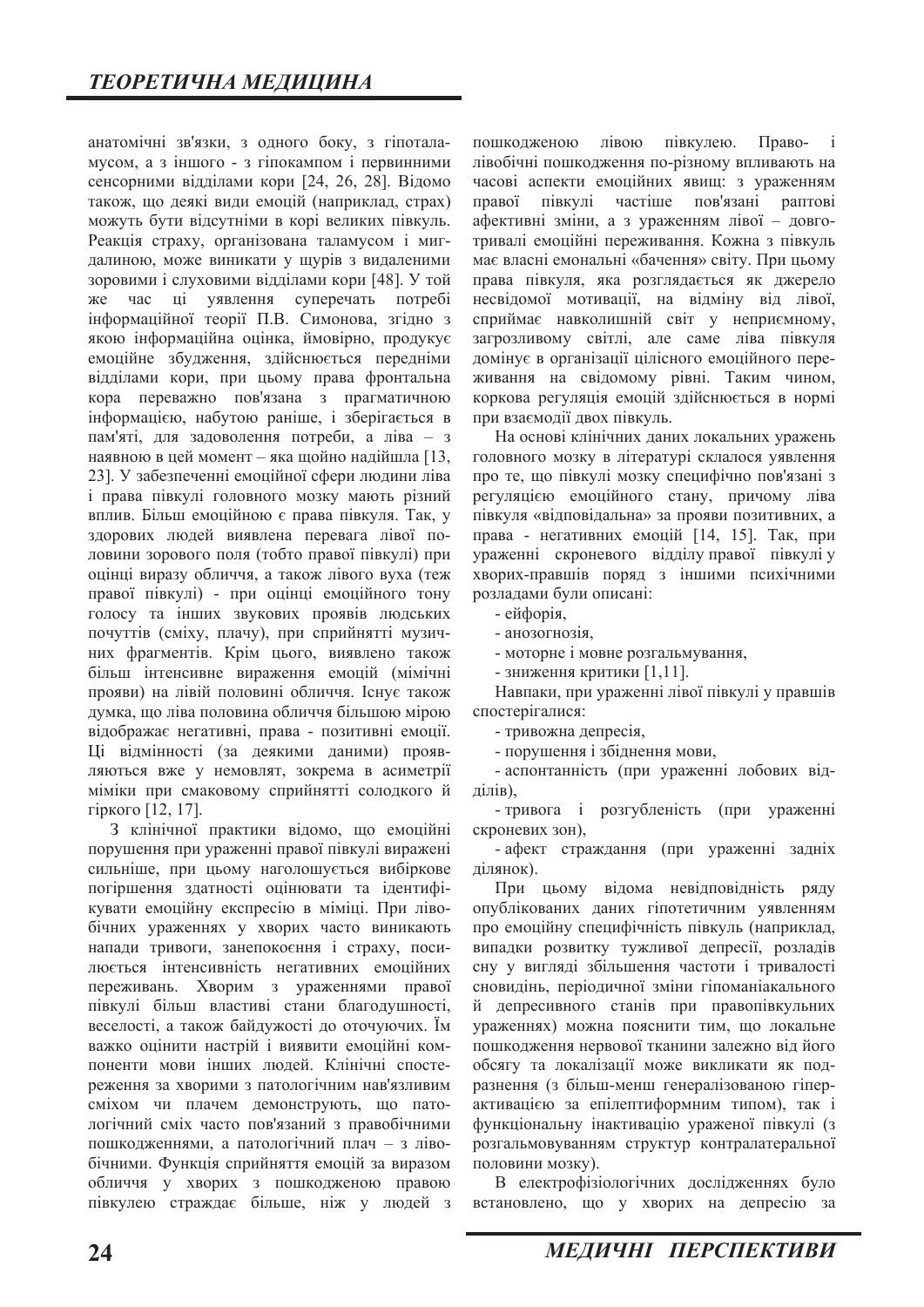анатомічні зв'язки, з одного боку, з гіпоталамусом, а з іншого - з гіпокампом і первинними сенсорними відділами кори [24, 26, 28]. Відомо також, що деякі види емоцій (наприклад, страх) можуть бути відсутніми в корі великих півкуль. Реакція страху, організована таламусом і мигдалиною, може виникати у щурів з видаленими зоровими і слуховими відділами кори [48]. У той же час ці уявлення суперечать потребі інформаційної теорії П.В. Симонова, згідно з якою інформаційна оцінка, ймовірно, продукує емоційне збудження, здійснюється передніми відділами кори, при цьому права фронтальна кора переважно пов'язана з прагматичною інформацією, набутою раніше, і зберігається в пам'яті, для задоволення потреби, а ліва – з наявною в цей момент – яка щойно надійшла [13, 23]. У забезпеченні емоційної сфери людини ліва і права півкулі головного мозку мають різний вплив. Більш емоційною є права півкуля. Так, у здорових людей виявлена перевага лівої половини зорового поля (тобто правої півкулі) при оцінці виразу обличчя, а також лівого вуха (теж правої півкулі) - при оцінці емоційного тону голосу та інших звукових проявів людських почуттів (сміху, плачу), при сприйнятті музичних фрагментів. Крім цього, виявлено також більш інтенсивне вираження емоцій (мімічні прояви) на лівій половині обличчя. Існує також думка, що ліва половина обличчя більшою мірою відображає негативні, права - позитивні емоції. Ці відмінності (за деякими даними) проявляються вже у немовлят, зокрема в асиметрії міміки при смаковому сприйнятті солодкого й гіркого [12, 17].

З клінічної практики відомо, що емоційні порушення при ураженні правої півкулі виражені сильніше, при цьому наголошується вибіркове погіршення здатності оцінювати та ідентифікувати емоційну експресію в міміці. При лівобічних ураженнях у хворих часто виникають напади тривоги, занепокоєння і страху, посилюється інтенсивність негативних емоційних переживань. Хворим з ураженнями правої півкулі більш властиві стани благодушності, веселості, а також байдужості до оточуючих. Їм важко оцінити настрій і виявити емоційні компоненти мови інших людей. Клінічні спостереження за хворими з патологічним нав'язливим сміхом чи плачем демонструють, що патологічний сміх часто пов'язаний з правобічними пошкодженнями, а патологічний плач – з лівобічними. Функція сприйняття емоцій за виразом обличчя у хворих з пошкодженою правою півкулею страждає більше, ніж у людей з пошкодженою лівою півкулею. Право- і лівобічні пошкодження по-різному впливають на часові аспекти емоційних явищ: з ураженням правої півкулі частіше пов'язані раптові афективні зміни, а з ураженням лівої – довготривалі емоційні переживання. Кожна з півкуль має власні емональні «бачення» світу. При цьому права півкуля, яка розглядається як джерело несвідомої мотивації, на відміну від лівої, сприймає навколишній світ у неприємному, загрозливому світлі, але саме ліва півкуля домінує в організації цілісного емоційного переживання на свідомому рівні. Таким чином, коркова регуляція емоцій здійснюється в нормі при взаємодії двох півкуль.

На основі клінічних даних локальних уражень головного мозку в літературі склалося уявлення про те, що півкулі мозку специфічно пов'язані з регуляцією емоційного стану, причому ліва півкуля «відповідальна» за прояви позитивних, а права - негативних емоцій [14, 15]. Так, при ураженні скроневого відділу правої півкулі у хворих-правшів поряд з іншими психічними розладами були описані:

- ейфорія,
- анозогнозія,
- моторне і мовне розгальмування,
- зниження критики [1,11].

Навпаки, при ураженні лівої півкулі у правшів спостерігалися:

- тривожна депресія,
- порушення і збіднення мови,
- аспонтанність (при ураженні лобових відділів),
- тривога і розгубленість (при ураженні скроневих зон),
- афект страждання (при ураженні задніх ділянок).

При цьому відома невідповідність ряду опублікованих даних гіпотетичним уявленням про емоційну специфічність півкуль (наприклад, випадки розвитку тужливої депресії, розладів сну у вигляді збільшення частоти і тривалості сновидінь, періодичної зміни гіпоманіакального й депресивного станів при правопівкульних ураженнях) можна пояснити тим, що локальне пошкодження нервової тканини залежно від його обсягу та локалізації може викликати як подразнення (з більш-менш генералізованою гіперактивацією за епілептиформним типом), так і функціональну інактивацію ураженої півкулі (з розгальмовуванням структур контралатеральної половини мозку).

В електрофізіологічних дослідженнях було встановлено, що у хворих на депресію за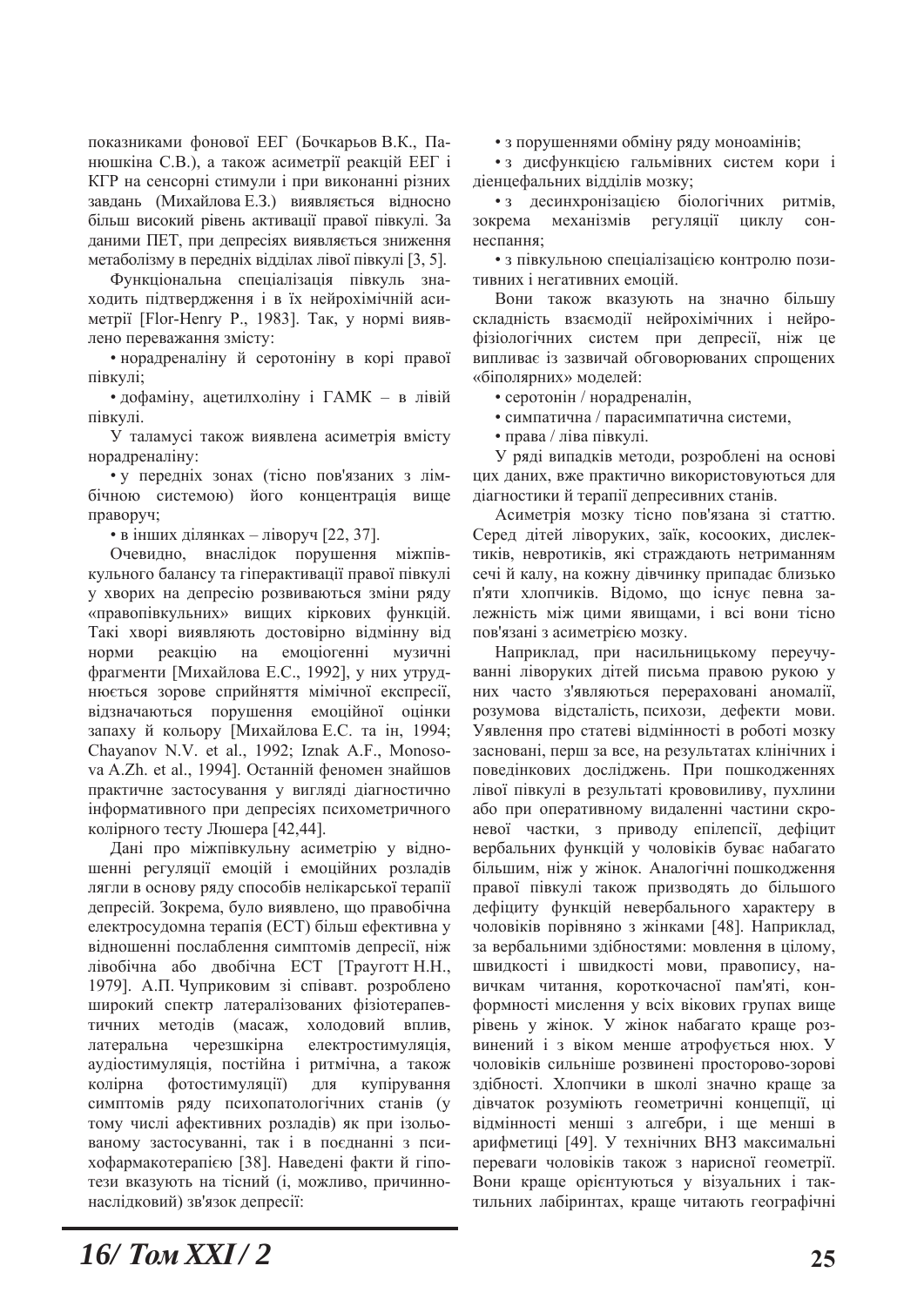показниками фонової ЕЕГ (Бочкарьов В.К., Панюшкіна С.В.), а також асиметрії реакцій ЕЕГ і КГР на сенсорні стимули і при виконанні різних завдань (Михайлова Е.З.) виявляється відносно більш високий рівень активації правої півкулі. За даними ПЕТ, при депресіях виявляється зниження метаболізму в передніх відділах лівої півкулі [3, 5].

Функціональна спеціалізація півкуль знаходить підтвердження і в їх нейрохімічній асиметрії [Flor-Henry P., 1983]. Так, у нормі виявлено переважання змісту:

- норадреналіну й серотоніну в корі правої півкулі;
- дофаміну, ацетилхоліну і ГАМК – в лівій півкулі.

У таламусі також виявлена асиметрія вмісту норадреналіну:

- у передніх зонах (тісно пов'язаних з лімбічною системою) його концентрація вище праворуч;
- в інших ділянках – ліворуч [22, 37].

Очевидно, внаслідок порушення міжпівкульного балансу та гіперактивації правої півкулі у хворих на депресію розвиваються зміни ряду «правопівкульних» вищих кіркових функцій. Такі хворі виявляють достовірно відмінну від норми реакцію на емоціогенні музичні фрагменти [Михайлова Е.С., 1992], у них утруднюється зорове сприйняття мімічної експресії, відзначаються порушення емоційної оцінки запаху й кольору [Михайлова Е.С. та ін, 1994; Chayanov N.V. et al., 1992; Iznak A.F., Monosova A.Zh. et al., 1994]. Останній феномен знайшов практичне застосування у вигляді діагностично інформативного при депресіях психометричного колірного тесту Люшера [42,44].

Дані про міжпівкульну асиметрію у відношенні регуляції емоцій і емоційних розладів лягли в основу ряду способів нелікарської терапії депресій. Зокрема, було виявлено, що правобічна електросудомна терапія (ЕСТ) більш ефективна у відношенні послаблення симптомів депресії, ніж лівобічна або двобічна ЕСТ [Трауготт Н.Н., 1979]. А.П. Чуприковим зі співавт. розроблено широкий спектр латералізованих фізіотерапевтичних методів (масаж, холодовий вплив, латеральна черезшкірна електростимуляція, аудіостимуляція, постійна і ритмічна, а також колірна фотостимуляції) для купірування симптомів ряду психопатологічних станів (у тому числі афективних розладів) як при ізольованому застосуванні, так і в поєднанні з психофармакотерапією [38]. Наведені факти й гіпотези вказують на тісний (і, можливо, причинно-наслідковий) зв'язок депресії:

- з порушеннями обміну ряду моноамінів;
- з дисфункцією гальмівних систем кори і діенцефальних відділів мозку;
- з десинхронізацією біологічних ритмів, зокрема механізмів регуляції циклу сон-неспання;
- з півкульною спеціалізацією контролю позитивних і негативних емоцій.

Вони також вказують на значно більшу складність взаємодії нейрохімічних і нейрофізіологічних систем при депресії, ніж це випливає із зазвичай обговорюваних спрощених «біполярних» моделей:

- серотонін / норадреналін,
- симпатична / парасимпатична системи,
- права / ліва півкулі.

У ряді випадків методи, розроблені на основі цих даних, вже практично використовуються для діагностики й терапії депресивних станів.

Асиметрія мозку тісно пов'язана зі статтю. Серед дітей ліворуких, заїк, косооких, дислектиків, невротиків, які страждають нетриманням сечі й калу, на кожну дівчинку припадає близько п'яти хлопчиків. Відомо, що існує певна залежність між цими явищами, і всі вони тісно пов'язані з асиметрією мозку.

Наприклад, при насильницькому переучуванні ліворуких дітей письма правою рукою у них часто з'являються перераховані аномалії, розумова відсталість, психози, дефекти мови. Уявлення про статеві відмінності в роботі мозку засновані, перш за все, на результатах клінічних і поведінкових досліджень. При пошкодженнях лівої півкулі в результаті крововиливу, пухлини або при оперативному видаленні частини скроневої частки, з приводу епілепсії, дефіцит вербальних функцій у чоловіків буває набагато більшим, ніж у жінок. Аналогічні пошкодження правої півкулі також призводять до більшого дефіциту функцій невербального характеру в чоловіків порівняно з жінками [48]. Наприклад, за вербальними здібностями: мовлення в цілому, швидкості і швидкості мови, правопису, навичкам читання, короткочасної пам'яті, конформності мислення у всіх вікових групах вище рівень у жінок. У жінок набагато краще розвинений і з віком менше атрофується нюх. У чоловіків сильніше розвинені просторово-зорові здібності. Хлопчики в школі значно краще за дівчаток розуміють геометричні концепції, ці відмінності менші з алгебри, і ще менші в арифметиці [49]. У технічних ВНЗ максимальні переваги чоловіків також з нарисної геометрії. Вони краще орієнтуються у візуальних і тактильних лабіринтах, краще читають географічні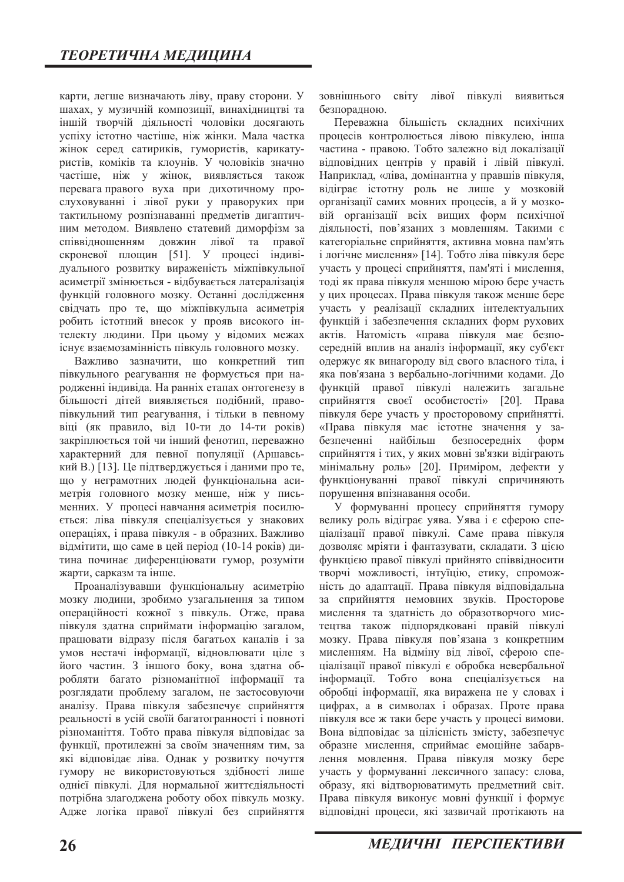карти, легше визначають ліву, праву сторони. У шахах, у музичній композиції, винахідництві та іншій творчій діяльності чоловіки досягають успіху істотно частіше, ніж жінки. Мала частка жінок серед сатириків, гумористів, карикатуристів, коміків та клоунів. У чоловіків значно частіше, ніж у жінок, виявляється також перевага правого вуха при дихотичному прослуховуванні і лівої руки у праворуких при тактильному розпізнаванні предметів дигаптичним методом. Виявлено статевий диморфізм за співвідношенням довжин лівої та правої скроневої площин [51]. У процесі індивідуального розвитку вираженість міжпівкульної асиметрії змінюється - відбувається латералізація функцій головного мозку. Останні дослідження свідчать про те, що міжпівкульна асиметрія робить істотний внесок у прояв високого інтелекту людини. При цьому у відомих межах існує взаємозамінність півкуль головного мозку.

Важливо зазначити, що конкретний тип півкульного реагування не формується при народженні індивіда. На ранніх етапах онтогенезу в більшості дітей виявляється подібний, правопівкульний тип реагування, і тільки в певному віці (як правило, від 10-ти до 14-ти років) закріплюється той чи інший фенотип, переважно характерний для певної популяції (Аршавський В.) [13]. Це підтверджується і даними про те, що у неграмотних людей функціональна асиметрія головного мозку менше, ніж у письменних. У процесі навчання асиметрія посилюється: ліва півкуля спеціалізується у знакових операціях, і права півкуля - в образних. Важливо відмітити, що саме в цей період (10-14 років) дитина починає диференціювати гумор, розуміти жарти, сарказм та інше.

Проаналізувавши функціональну асиметрію мозку людини, зробимо узагальнення за типом операційності кожної з півкуль. Отже, права півкуля здатна сприймати інформацію загалом, працювати відразу після багатьох каналів і за умов нестачі інформації, відновлювати ціле з його частин. З іншого боку, вона здатна обробляти багато різноманітної інформації та розглядати проблему загалом, не застосовуючи аналізу. Права півкуля забезпечує сприйняття реальності в усій своїй багатогранності і повноті різноманіття. Тобто права півкуля відповідає за функції, протилежні за своїм значенням тим, за які відповідає ліва. Однак у розвитку почуття гумору не використовуються здібності лише однієї півкулі. Для нормальної життєдіяльності потрібна злагоджена роботу обох півкуль мозку. Адже логіка правої півкулі без сприйняття зовнішнього світу лівої півкулі виявиться безпорадною.

Переважна більшість складних психічних процесів контролюється лівою півкулею, інша частина - правою. Тобто залежно від локалізації відповідних центрів у правій і лівій півкулі. Наприклад, «ліва, домінантна у правшів півкуля, відіграє істотну роль не лише у мозковій організації самих мовних процесів, а й у мозковій організації всіх вищих форм психічної діяльності, пов'язаних з мовленням. Такими є категоріальне сприйняття, активна мовна пам'ять і логічне мислення» [14]. Тобто ліва півкуля бере участь у процесі сприйняття, пам'яті і мислення, тоді як права півкуля меншою мірою бере участь у цих процесах. Права півкуля також менше бере участь у реалізації складних інтелектуальних функцій і забезпечення складних форм рухових актів. Натомість «права півкуля має безпосередній вплив на аналіз інформації, яку суб'єкт одержує як винагороду від свого власного тіла, і яка пов'язана з вербально-логічними кодами. До функцій правої півкулі належить загальне сприйняття своєї особистості» [20]. Права півкуля бере участь у просторовому сприйнятті. «Права півкуля має істотне значення у забезпеченні найбільш безпосередніх форм сприйняття і тих, у яких мовні зв'язки відіграють мінімальну роль» [20]. Приміром, дефекти у функціонуванні правої півкулі спричиняють порушення впізнавання особи.

У формуванні процесу сприйняття гумору велику роль відіграє уява. Уява і є сферою спеціалізації правої півкулі. Саме права півкуля дозволяє мріяти і фантазувати, складати. З цією функцією правої півкулі прийнято співвідносити творчі можливості, інтуїцію, етику, спроможність до адаптації. Права півкуля відповідальна за сприйняття немовних звуків. Просторове мислення та здатність до образотворчого мистецтва також підпорядковані правій півкулі мозку. Права півкуля пов'язана з конкретним мисленням. На відміну від лівої, сферою спеціалізації правої півкулі є обробка невербальної інформації. Тобто вона спеціалізується на обробці інформації, яка виражена не у словах і цифрах, а в символах і образах. Проте права півкуля все ж таки бере участь у процесі вимови. Вона відповідає за цілісність змісту, забезпечує образне мислення, сприймає емоційне забарвлення мовлення. Права півкуля мозку бере участь у формуванні лексичного запасу: слова, образу, які відтворюватимуть предметний світ. Права півкуля виконує мовні функції і формує відповідні процеси, які зазвичай протікають на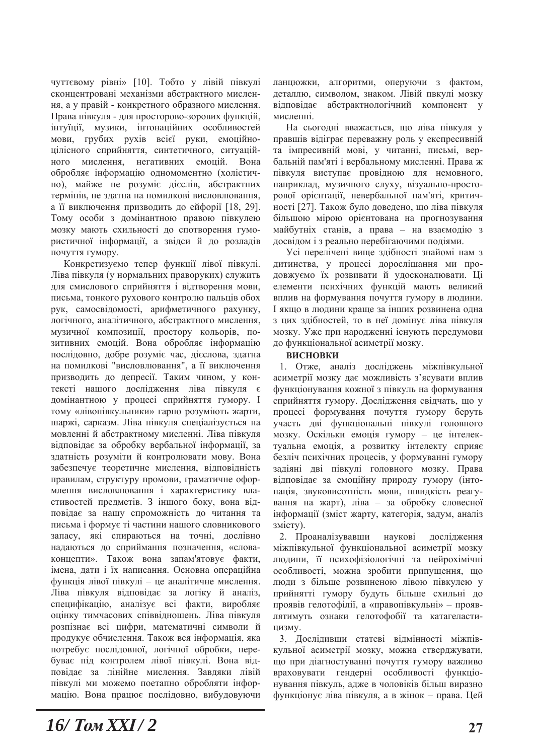чуттєвому рівні» [10]. Тобто у лівій півкулі сконцентровані механізми абстрактного мислення, а у правій - конкретного образного мислення. Права півкуля - для просторово-зорових функцій, інтуїції, музики, інтонаційних особливостей мови, грубих рухів всієї руки, емоційно-цілісного сприйняття, синтетичного, ситуаційного мислення, негативних емоцій. Вона обробляє інформацію одномоментно (холістично), майже не розуміє дієслів, абстрактних термінів, не здатна на помилкові висловлювання, а її виключення призводить до ейфорії [18, 29]. Тому особи з домінантною правою півкулею мозку мають схильності до спотворення гумористичної інформації, а звідси й до розладів почуття гумору.

Конкретизуємо тепер функції лівої півкулі. Ліва півкуля (у нормальних праворуких) служить для смислового сприйняття і відтворення мови, письма, тонкого рухового контролю пальців обох рук, самосвідомості, арифметичного рахунку, логічного, аналітичного, абстрактного мислення, музичної композиції, простору кольорів, позитивних емоцій. Вона обробляє інформацію послідовно, добре розуміє час, дієслова, здатна на помилкові "висловлювання", а її виключення призводить до депресії. Таким чином, у контексті нашого дослідження ліва півкуля є домінантною у процесі сприйняття гумору. І тому «лівопівкульники» гарно розуміють жарти, шаржі, сарказм. Ліва півкуля спеціалізується на мовленні й абстрактному мисленні. Ліва півкуля відповідає за обробку вербальної інформації, за здатність розуміти й контролювати мову. Вона забезпечує теоретичне мислення, відповідність правилам, структуру промови, граматичне оформлення висловлювання і характеристику властивостей предметів. З іншого боку, вона відповідає за нашу спроможність до читання та письма і формує ті частини нашого словникового запасу, які спираються на точні, дослівно надаються до сприймання позначення, «слова-концепти». Також вона запам'ятовує факти, імена, дати і їх написання. Основна операційна функція лівої півкулі – це аналітичне мислення. Ліва півкуля відповідає за логіку й аналіз, специфікацію, аналізує всі факти, виробляє оцінку тимчасових співвідношень. Ліва півкуля розпізнає всі цифри, математичні символи й продукує обчислення. Також вся інформація, яка потребує послідовної, логічної обробки, перебуває під контролем лівої півкулі. Вона відповідає за лінійне мислення. Завдяки лівій півкулі ми можемо поетапно обробляти інформацію. Вона працює послідовно, вибудовуючи ланцюжки, алгоритми, оперуючи з фактом, деталлю, символом, знаком. Лівій пвкулі мозку відповідає абстрактнологічний компонент у мисленні.

На сьогодні вважається, що ліва півкуля у правшів відіграє переважну роль у експресивній та імпресивній мові, у читанні, письмі, вербальній пам'яті і вербальному мисленні. Права ж півкуля виступає провідною для немовного, наприклад, музичного слуху, візуально-просторової орієнтації, невербальної пам'яті, критичності [27]. Також було доведено, що ліва півкуля більшою мірою орієнтована на прогнозування майбутніх станів, а права – на взаємодію з досвідом і з реально перебігаючими подіями.

Усі перелічені вище здібності знайомі нам з дитинства, у процесі дорослішання ми продовжуємо їх розвивати й удосконалювати. Ці елементи психічних функцій мають великий вплив на формування почуття гумору в людини. І якщо в людини краще за інших розвинена одна з цих здібностей, то в неї домінує ліва півкуля мозку. Уже при народженні існують передумови до функціональної асиметрії мозку.

**ВИСНОВКИ**

1. Отже, аналіз досліджень міжпівкульної асиметрії мозку дає можливість з'ясувати вплив функціонування кожної з півкуль на формування сприйняття гумору. Дослідження свідчать, що у процесі формування почуття гумору беруть участь дві функціональні півкулі головного мозку. Оскільки емоція гумору – це інтелектуальна емоція, а розвитку інтелекту сприяє безліч психічних процесів, у формуванні гумору задіяні дві півкулі головного мозку. Права відповідає за емоційну природу гумору (інтонація, звуковисотність мови, швидкість реагування на жарт), ліва – за обробку словесної інформації (зміст жарту, категорія, задум, аналіз змісту).

2. Проаналізувавши наукові дослідження міжпівкульної функціональної асиметрії мозку людини, її психофізіологічні та нейрохімічні особливості, можна зробити припущення, що люди з більше розвиненою лівою півкулею у прийнятті гумору будуть більше схильні до проявів гелотофілії, а «правопівкульні» – проявлятимуть ознаки гелотофобії та катагеластицизму.

3. Дослідивши статеві відмінності міжпівкульної асиметрії мозку, можна стверджувати, що при діагностуванні почуття гумору важливо враховувати гендерні особливості функціонування півкуль, адже в чоловіків більш виразно функціонує ліва півкуля, а в жінок – права. Цей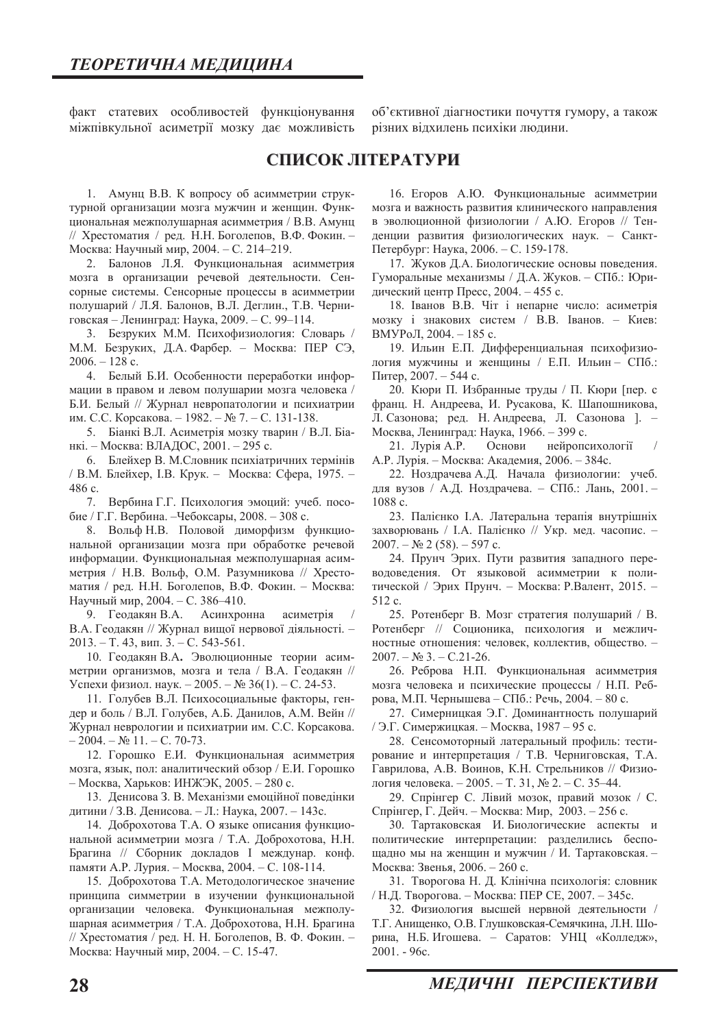факт статевих особливостей функціонування міжпівкульної асиметрії мозку дає можливість об'єктивної діагностики почуття гумору, а також різних відхилень психіки людини.

## СПИСОК ЛІТЕРАТУРИ

1. Амунц В.В. К вопросу об асимметрии структурной организации мозга мужчин и женщин. Функциональная межполушарная асимметрия / В.В. Амунц // Хрестоматия / ред. Н.Н. Боголепов, В.Ф. Фокин. – Москва: Научный мир, 2004. – С. 214–219.
2. Балонов Л.Я. Функциональная асимметрия мозга в организации речевой деятельности. Сенсорные системы. Сенсорные процессы в асимметрии полушарий / Л.Я. Балонов, В.Л. Деглин., Т.В. Черниговская – Ленинград: Наука, 2009. – С. 99–114.
3. Безруких М.М. Психофизиология: Словарь / М.М. Безруких, Д.А. Фарбер. – Москва: ПЕР СЭ, 2006. – 128 с.
4. Белый Б.И. Особенности переработки информации в правом и левом полушарии мозга человека / Б.И. Белый // Журнал невропатологии и психиатрии им. С.С. Корсакова. – 1982. – № 7. – С. 131-138.
5. Біанкі В.Л. Асиметрія мозку тварин / В.Л. Біанкі. – Москва: ВЛАДОС, 2001. – 295 с.
6. Блейхер В. М.Словник психіатричних термінів / В.М. Блейхер, І.В. Крук. – Москва: Сфера, 1975. – 486 с.
7. Вербина Г.Г. Психология эмоций: учеб. пособие / Г.Г. Вербина. –Чебоксары, 2008. – 308 с.
8. Вольф Н.В. Половой диморфизм функциональной организации мозга при обработке речевой информации. Функциональная межполушарная асимметрия / Н.В. Вольф, О.М. Разумникова // Хрестоматия / ред. Н.Н. Боголепов, В.Ф. Фокин. – Москва: Научный мир, 2004. – С. 386–410.
9. Геодакян В.А. Асинхронна асиметрія / В.А. Геодакян // Журнал вищої нервової діяльності. – 2013. – Т. 43, вип. 3. – С. 543-561.
10. Геодакян В.А**.** Эволюционные теории асимметрии организмов, мозга и тела / В.А. Геодакян // Успехи физиол. наук. – 2005. – № 36(1). – С. 24-53.
11. Голубев В.Л. Психосоциальные факторы, гендер и боль / В.Л. Голубев, А.Б. Данилов, А.М. Вейн // Журнал неврологии и психиатрии им. С.С. Корсакова. – 2004. – № 11. – С. 70-73.
12. Горошко Е.И. Функциональная асимметрия мозга, язык, пол: аналитический обзор / Е.И. Горошко – Москва, Харьков: ИНЖЭК, 2005. – 280 с.
13. Денисова З. В. Механізми емоційної поведінки дитини / З.В. Денисова. – Л.: Наука, 2007. – 143с.
14. Доброхотова Т.А. О языке описания функциональной асимметрии мозга / Т.А. Доброхотова, Н.Н. Брагина // Сборник докладов I междунар. конф. памяти А.Р. Лурия. – Москва, 2004. – С. 108-114.
15. Доброхотова Т.А. Методологическое значение принципа симметрии в изучении функциональной организации человека. Функциональная межполушарная асимметрия / Т.А. Доброхотова, Н.Н. Брагина // Хрестоматия / ред. Н. Н. Боголепов, В. Ф. Фокин. – Москва: Научный мир, 2004. – С. 15-47.
16. Егоров А.Ю. Функциональные асимметрии мозга и важность развития клинического направления в эволюционной физиологии / А.Ю. Егоров // Тенденции развития физиологических наук. – Санкт-Петербург: Наука, 2006. – С. 159-178.
17. Жуков Д.А. Биологические основы поведения. Гуморальные механизмы / Д.А. Жуков. – СПб.: Юридический центр Пресс, 2004. – 455 с.
18. Іванов В.В. Чіт і непарне число: асиметрія мозку і знакових систем / В.В. Іванов. – Киев: ВМУРоЛ, 2004. – 185 с.
19. Ильин Е.П. Дифференциальная психофизиология мужчины и женщины / Е.П. Ильин – СПб.: Питер, 2007. – 544 с.
20. Кюри П. Избранные труды / П. Кюри [пер. с франц. Н. Андреева, И. Русакова, К. Шапошникова, Л. Сазонова; ред. Н. Андреева, Л. Сазонова ]. – Москва, Ленинград: Наука, 1966. – 399 с.
21. Лурія А.Р. Основи нейропсихології / А.Р. Лурія. – Москва: Академия, 2006. – 384с.
22. Ноздрачева А.Д. Начала физиологии: учеб. для вузов / А.Д. Ноздрачева. – СПб.: Лань, 2001. – 1088 с.
23. Палієнко І.А. Латеральна терапія внутрішніх захворювань / І.А. Палієнко // Укр. мед. часопис. – 2007. – № 2 (58). – 597 с.
24. Прунч Эрих. Пути развития западного переводоведения. От языковой асимметрии к политической / Эрих Прунч. – Москва: Р.Валент, 2015. – 512 с.
25. Ротенберг В. Мозг стратегия полушарий / В. Ротенберг // Соционика, психология и межличностные отношения: человек, коллектив, общество. – 2007. – № 3. – С.21-26.
26. Реброва Н.П. Функциональная асимметрия мозга человека и психические процессы / Н.П. Реброва, М.П. Чернышева – СПб.: Речь, 2004. – 80 с.
27. Симерницкая Э.Г. Доминантность полушарий / Э.Г. Симержицкая. – Москва, 1987 – 95 с.
28. Сенсомоторный латеральный профиль: тестирование и интерпретация / Т.В. Черниговская, Т.А. Гаврилова, А.В. Воинов, К.Н. Стрельников // Физиология человека. – 2005. – Т. 31, № 2. – С. 35–44.
29. Спрінгер С. Лівий мозок, правий мозок / С. Спрінгер, Г. Дейч. – Москва: Мир, 2003. – 256 с.
30. Тартаковская И. Биологические аспекты и политические интерпретации: разделились беспощадно мы на женщин и мужчин / И. Тартаковская. – Москва: Звенья, 2006. – 260 с.
31. Творогова Н. Д. Клінічна психологія: словник / Н.Д. Творогова. – Москва: ПЕР СЕ, 2007. – 345с.
32. Физиология высшей нервной деятельности / Т.Г. Анищенко, О.В. Глушковская-Семячкина, Л.Н. Шорина, Н.Б. Игошева. – Саратов: УНЦ «Колледж», 2001. - 96с.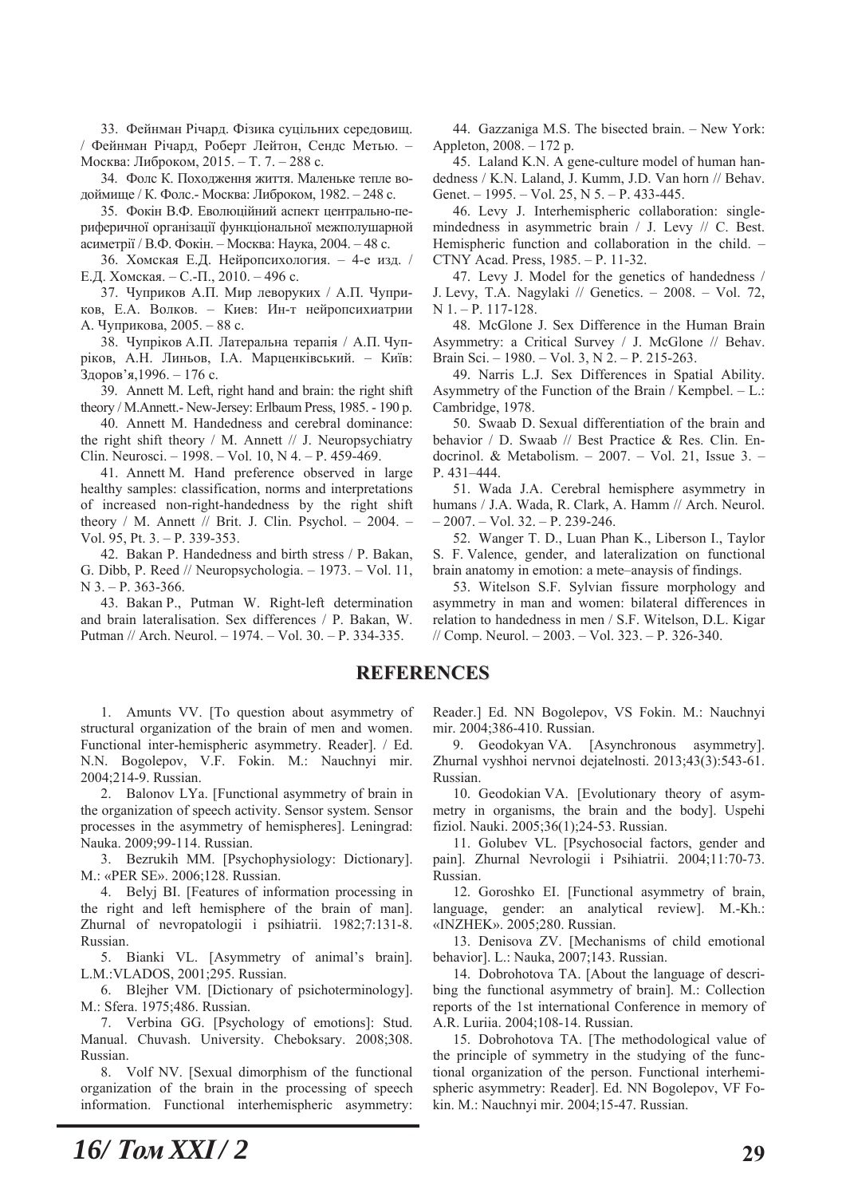33. Фейнман Річард. Фізика суцільних середовищ. / Фейнман Річард, Роберт Лейтон, Сендс Метью. – Москва: Либроком, 2015. – Т. 7. – 288 с.

34. Фолс К. Походження життя. Маленьке тепле водоймище / К. Фолс.- Москва: Либроком, 1982. – 248 с.

35. Фокін В.Ф. Еволюційний аспект центрально-периферичної організації функціональної межполушарной асиметрії / В.Ф. Фокін. – Москва: Наука, 2004. – 48 с.

36. Хомская Е.Д. Нейропсихология. – 4-е изд. / Е.Д. Хомская. – С.-П., 2010. – 496 с.

37. Чуприков А.П. Мир леворуких / А.П. Чуприков, Е.А. Волков. – Киев: Ин-т нейропсихиатрии А. Чуприкова, 2005. – 88 с.

38. Чупріков А.П. Латеральна терапія / А.П. Чупріков, А.Н. Линьов, І.А. Марценківський. – Київ: Здоров'я,1996. – 176 с.

39. Annett M. Left, right hand and brain: the right shift theory / M.Annett.- New-Jersey: Erlbaum Press, 1985. - 190 p.

40. Annett M. Handedness and cerebral dominance: the right shift theory / M. Annett // J. Neuropsychiatry Clin. Neurosci. – 1998. – Vol. 10, N 4. – P. 459-469.

41. Annett M. Hand preference observed in large healthy samples: classification, norms and interpretations of increased non-right-handedness by the right shift theory / M. Annett // Brit. J. Clin. Psychol. – 2004. – Vol. 95, Pt. 3. – P. 339-353.

42. Bakan P. Handedness and birth stress / P. Bakan, G. Dibb, P. Reed // Neuropsychologia. – 1973. – Vol. 11, N 3. – P. 363-366.

43. Bakan P., Putman W. Right-left determination and brain lateralisation. Sex differences / P. Bakan, W. Putman // Arch. Neurol. – 1974. – Vol. 30. – P. 334-335.

44. Gazzaniga M.S. The bisected brain. – New York: Appleton, 2008. – 172 p.

45. Laland K.N. A gene-culture model of human handedness / K.N. Laland, J. Kumm, J.D. Van horn // Behav. Genet. – 1995. – Vol. 25, N 5. – P. 433-445.

46. Levy J. Interhemispheric collaboration: single-mindedness in asymmetric brain / J. Levy // C. Best. Hemispheric function and collaboration in the child. – CTNY Acad. Press, 1985. – P. 11-32.

47. Levy J. Model for the genetics of handedness / J. Levy, T.A. Nagylaki // Genetics. – 2008. – Vol. 72, N 1. – P. 117-128.

48. McGlone J. Sex Difference in the Human Brain Asymmetry: a Critical Survey / J. McGlone // Behav. Brain Sci. – 1980. – Vol. 3, N 2. – P. 215-263.

49. Narris L.J. Sex Differences in Spatial Ability. Asymmetry of the Function of the Brain / Kempbel. – L.: Cambridge, 1978.

50. Swaab D. Sexual differentiation of the brain and behavior / D. Swaab // Best Practice & Res. Clin. Endocrinol. & Metabolism. – 2007. – Vol. 21, Issue 3. – P. 431–444.

51. Wada J.A. Cerebral hemisphere asymmetry in humans / J.A. Wada, R. Clark, A. Hamm // Arch. Neurol. – 2007. – Vol. 32. – P. 239-246.

52. Wanger T. D., Luan Phan K., Liberson I., Taylor S. F. Valence, gender, and lateralization on functional brain anatomy in emotion: a mete–anaysis of findings.

53. Witelson S.F. Sylvian fissure morphology and asymmetry in man and women: bilateral differences in relation to handedness in men / S.F. Witelson, D.L. Kigar // Comp. Neurol. – 2003. – Vol. 323. – P. 326-340.

## REFERENCES

1. Amunts VV. [To question about asymmetry of structural organization of the brain of men and women. Functional inter-hemispheric asymmetry. Reader]. / Ed. N.N. Bogolepov, V.F. Fokin. M.: Nauchnyi mir. 2004;214-9. Russian.

2. Balonov LYa. [Functional asymmetry of brain in the organization of speech activity. Sensor system. Sensor processes in the asymmetry of hemispheres]. Leningrad: Nauka. 2009;99-114. Russian.

3. Bezrukih MM. [Psychophysiology: Dictionary]. M.: «PER SE». 2006;128. Russian.

4. Belyj BI. [Features of information processing in the right and left hemisphere of the brain of man]. Zhurnal of nevropatologii i psihiatrii. 1982;7:131-8. Russian.

5. Bianki VL. [Asymmetry of animal's brain]. L.M.:VLADOS, 2001;295. Russian.

6. Blejher VM. [Dictionary of psichoterminology]. M.: Sfera. 1975;486. Russian.

7. Verbina GG. [Psychology of emotions]: Stud. Manual. Chuvash. University. Cheboksary. 2008;308. Russian.

8. Volf NV. [Sexual dimorphism of the functional organization of the brain in the processing of speech information. Functional interhemispheric asymmetry: Reader.] Ed. NN Bogolepov, VS Fokin. M.: Nauchnyi mir. 2004;386-410. Russian.

9. Geodokyan VA. [Asynchronous asymmetry]. Zhurnal vysshhoi nervnoi dejatelnosti. 2013;43(3):543-61. Russian.

10. Geodokian VA. [Evolutionary theory of asymmetry in organisms, the brain and the body]. Uspehi fiziol. Nauki. 2005;36(1);24-53. Russian.

11. Golubev VL. [Psychosocial factors, gender and pain]. Zhurnal Nevrologii i Psihiatrii. 2004;11:70-73. Russian.

12. Goroshko EI. [Functional asymmetry of brain, language, gender: an analytical review]. M.-Kh.: «INZHEK». 2005;280. Russian.

13. Denisova ZV. [Mechanisms of child emotional behavior]. L.: Nauka, 2007;143. Russian.

14. Dobrohotova TA. [About the language of describing the functional asymmetry of brain]. M.: Collection reports of the 1st international Conference in memory of A.R. Luriia. 2004;108-14. Russian.

15. Dobrohotova TA. [The methodological value of the principle of symmetry in the studying of the functional organization of the person. Functional interhemispheric asymmetry: Reader]. Ed. NN Bogolepov, VF Fokin. M.: Nauchnyi mir. 2004;15-47. Russian.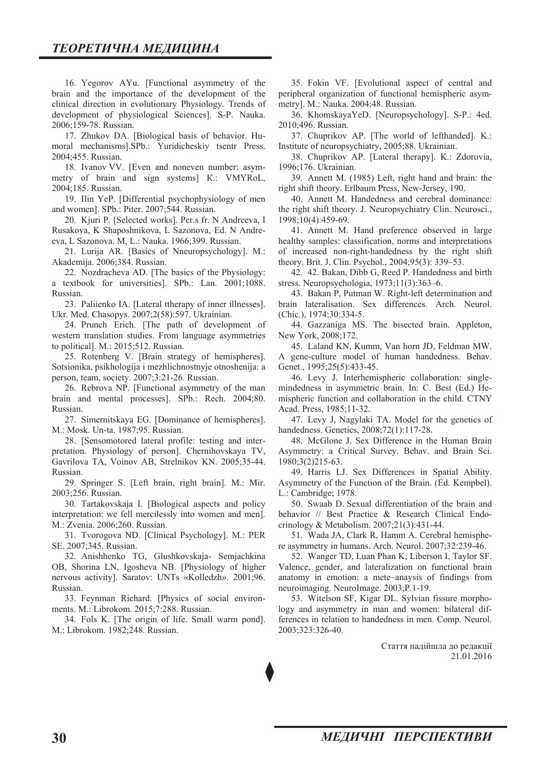16. Yegorov AYu. [Functional asymmetry of the brain and the importance of the development of the clinical direction in evolutionary Physiology. Trends of development of physiological Sciences]. S-P. Nauka. 2006;159-78. Russian.

17. Zhukov DA. [Biological basis of behavior. Humoral mechanisms].SPb.: Yuridicheskiy tsentr Press. 2004;455. Russian.

18. Ivanov VV. [Even and noneven number: asymmetry of brain and sign systems] K.: VMYRoL, 2004;185. Russian.

19. Ilin YeP. [Differential psychophysiology of men and women]. SPb.: Piter. 2007;544. Russian.

20. Kjuri P. [Selected works]. Per.s fr. N Andreeva, I Rusakova, K Shaposhnikova, L Sazonova, Ed. N Andreeva, L Sazonova. M, L.: Nauka. 1966;399. Russian.

21. Lurija AR. [Basics of Nneuropsychology]. M.: Akademija. 2006;384. Russian.

22. Nozdracheva AD. [The basics of the Physiology: a textbook for universities]. SPb.: Lan. 2001;1088. Russian.

23. Paliienko IA. [Lateral ttherapy of inner illnesses]. Ukr. Med. Chasopys. 2007;2(58):597. Ukrainian.

24. Prunch Erich. [The path of development of western translation studies. From language asymmetries to political]. M.: 2015;512. Russian.

25. Rotenberg V. [Brain strategy of hemispheres]. Sotsionika, psikhologija i mezhlichnostnyje otnoshenija: a person, team, society. 2007;3:21-26. Russian.

26. Rebrova NP. [Functional asymmetry of the man brain and mental processes]. SPb.: Rech. 2004;80. Russian.

27. Simernitskaya EG. [Dominance of hemispheres]. M.: Mosk. Un-ta. 1987;95. Russian.

28. [Sensomotored lateral profile: testing and interpretation. Physiology of person]. Chernihovskaya TV, Gavrilova TA, Voinov AB, Strelnikov KN. 2005;35-44. Russian.

29. Springer S. [Left brain, right brain]. M.: Mir. 2003;256. Russian.

30. Tartakovskaja I. [Biological aspects and policy interpretation: we fell mercilessly into women and men]. M.: Zvenia. 2006;260. Russian.

31. Tvorogova ND. [Clinical Psychology]. M.: PER SE. 2007;345. Russian.

32. Anishhenko TG, Glushkovskaja- Semjachkina OB, Shorina LN, Igosheva NB. [Physiology of higher nervous activity]. Saratov: UNTs «Kolledzh». 2001;96. Russian.

33. Feynman Richard. [Physics of social environments. M.: Librokom. 2015;7:288. Russian.

34. Fols K. [The origin of life. Small warm pond]. M.: Librokom. 1982;248. Russian.

35. Fokin VF. [Evolutional aspect of central and peripheral organization of functional hemispheric asymmetry]. M.: Nauka. 2004;48. Russian.

36. KhomskayaYeD. [Neuropsychology]. S-P.: 4ed. 2010;496. Russian.

37. Chuprikov AP. [The world of lefthanded]. K.: Institute of neuropsychiatry, 2005;88. Ukrainian.

38. Chuprikov AP. [Lateral therapy]. K.: Zdorovia, 1996;176. Ukrainian.

39. Annett M. (1985) Left, right hand and brain: the right shift theory. Erlbaum Press, New-Jersey, 190.

40. Annett M. Handedness and cerebral dominance: the right shift theory. J. Neuropsychiatry Clin. Neurosci., 1998;10(4):459-69.

41. Annett M. Hand preference observed in large healthy samples: classification, norms and interpretations of increased non-right-handedness by the right shift theory. Brit. J. Clin. Psychol., 2004;95(3): 339–53.

42. 42. Bakan, Dibb G, Reed P. Handedness and birth stress. Neuropsychologia, 1973;11(3):363–6.

43. Bakan P, Putman W. Right-left determination and brain lateralisation. Sex differences. Arch. Neurol. (Chic.), 1974;30:334-5.

44. Gazzaniga MS. The bisected brain. Appleton, New York, 2008;172.

45. Laland KN, Kumm, Van horn JD, Feldman MW. A gene-culture model of human handedness. Behav. Genet., 1995;25(5):433-45.

46. Levy J. Interhemispheric collaboration: single-mindedness in asymmetric brain. In: C. Best (Ed.) Hemispheric function and collaboration in the child. CTNY Acad. Press, 1985;11-32.

47. Levy J, Nagylaki TA. Model for the genetics of handedness. Genetics, 2008;72(1):117-28.

48. McGlone J. Sex Difference in the Human Brain Asymmetry: a Critical Survey. Behav. and Brain Sci. 1980;3(2)215-63.

49. Harris LJ. Sex Differences in Spatial Ability. Asymmetry of the Function of the Brain. (Ed. Kempbel). L.: Cambridge; 1978.

50. Swaab D. Sexual differentiation of the brain and behavior // Best Practice & Research Clinical Endocrinology & Metabolism. 2007;21(3):431-44.

51. Wada JA, Clark R, Hamm A. Cerebral hemisphere asymmetry in humans. Arch. Neurol. 2007;32:239-46.

52. Wanger TD, Luan Phan K, Liberson I, Taylor SF. Valence, gender, and lateralization on functional brain anatomy in emotion: a mete–anaysis of findings from neuroimaging. NeuroImage. 2003;P.1-19.

53. Witelson SF, Kigar DL. Sylvian fissure morphology and asymmetry in man and women: bilateral differences in relation to handedness in men. Comp. Neurol. 2003;323:326-40.

Стаття надійшла до редакції
21.01.2016